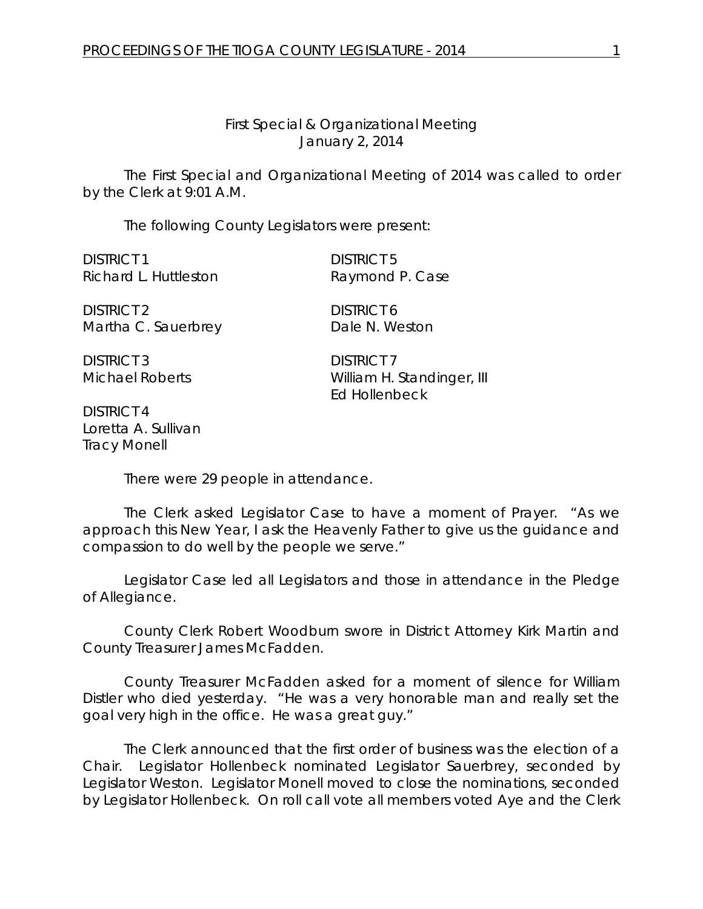First Special & Organizational Meeting
January 2, 2014

The First Special and Organizational Meeting of 2014 was called to order by the Clerk at 9:01 A.M.

The following County Legislators were present:

DISTRICT 1
Richard L. Huttleston

DISTRICT 2
Martha C. Sauerbrey

DISTRICT 3
Michael Roberts

DISTRICT 4
Loretta A. Sullivan
Tracy Monell

DISTRICT 5
Raymond P. Case

DISTRICT 6
Dale N. Weston

DISTRICT 7
William H. Standinger, III
Ed Hollenbeck

There were 29 people in attendance.

The Clerk asked Legislator Case to have a moment of Prayer. "As we approach this New Year, I ask the Heavenly Father to give us the guidance and compassion to do well by the people we serve."

Legislator Case led all Legislators and those in attendance in the Pledge of Allegiance.

County Clerk Robert Woodburn swore in District Attorney Kirk Martin and County Treasurer James McFadden.

County Treasurer McFadden asked for a moment of silence for William Distler who died yesterday. "He was a very honorable man and really set the goal very high in the office. He was a great guy."

The Clerk announced that the first order of business was the election of a Chair. Legislator Hollenbeck nominated Legislator Sauerbrey, seconded by Legislator Weston. Legislator Monell moved to close the nominations, seconded by Legislator Hollenbeck. On roll call vote all members voted Aye and the Clerk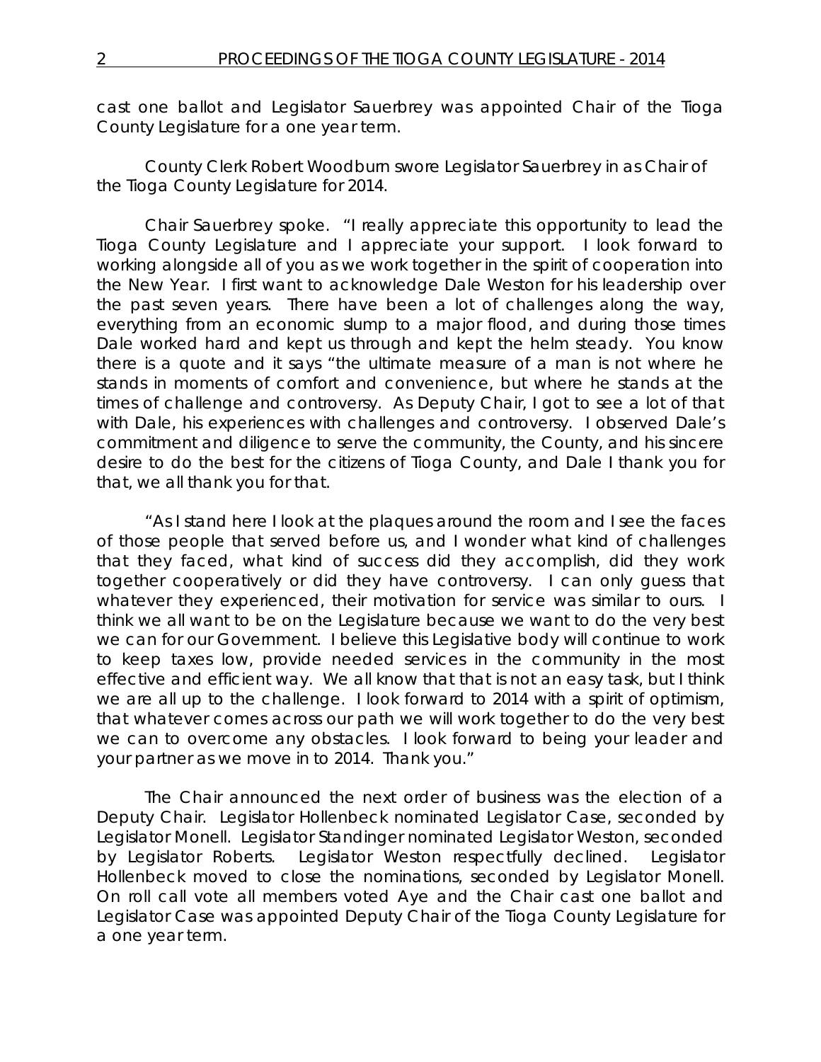cast one ballot and Legislator Sauerbrey was appointed Chair of the Tioga County Legislature for a one year term.

County Clerk Robert Woodburn swore Legislator Sauerbrey in as Chair of the Tioga County Legislature for 2014.

Chair Sauerbrey spoke. "I really appreciate this opportunity to lead the Tioga County Legislature and I appreciate your support. I look forward to working alongside all of you as we work together in the spirit of cooperation into the New Year. I first want to acknowledge Dale Weston for his leadership over the past seven years. There have been a lot of challenges along the way, everything from an economic slump to a major flood, and during those times Dale worked hard and kept us through and kept the helm steady. You know there is a quote and it says "the ultimate measure of a man is not where he stands in moments of comfort and convenience, but where he stands at the times of challenge and controversy. As Deputy Chair, I got to see a lot of that with Dale, his experiences with challenges and controversy. I observed Dale's commitment and diligence to serve the community, the County, and his sincere desire to do the best for the citizens of Tioga County, and Dale I thank you for that, we all thank you for that.

"As I stand here I look at the plaques around the room and I see the faces of those people that served before us, and I wonder what kind of challenges that they faced, what kind of success did they accomplish, did they work together cooperatively or did they have controversy. I can only guess that whatever they experienced, their motivation for service was similar to ours. I think we all want to be on the Legislature because we want to do the very best we can for our Government. I believe this Legislative body will continue to work to keep taxes low, provide needed services in the community in the most effective and efficient way. We all know that that is not an easy task, but I think we are all up to the challenge. I look forward to 2014 with a spirit of optimism, that whatever comes across our path we will work together to do the very best we can to overcome any obstacles. I look forward to being your leader and your partner as we move in to 2014. Thank you."

The Chair announced the next order of business was the election of a Deputy Chair. Legislator Hollenbeck nominated Legislator Case, seconded by Legislator Monell. Legislator Standinger nominated Legislator Weston, seconded by Legislator Roberts. Legislator Weston respectfully declined. Legislator Hollenbeck moved to close the nominations, seconded by Legislator Monell. On roll call vote all members voted Aye and the Chair cast one ballot and Legislator Case was appointed Deputy Chair of the Tioga County Legislature for a one year term.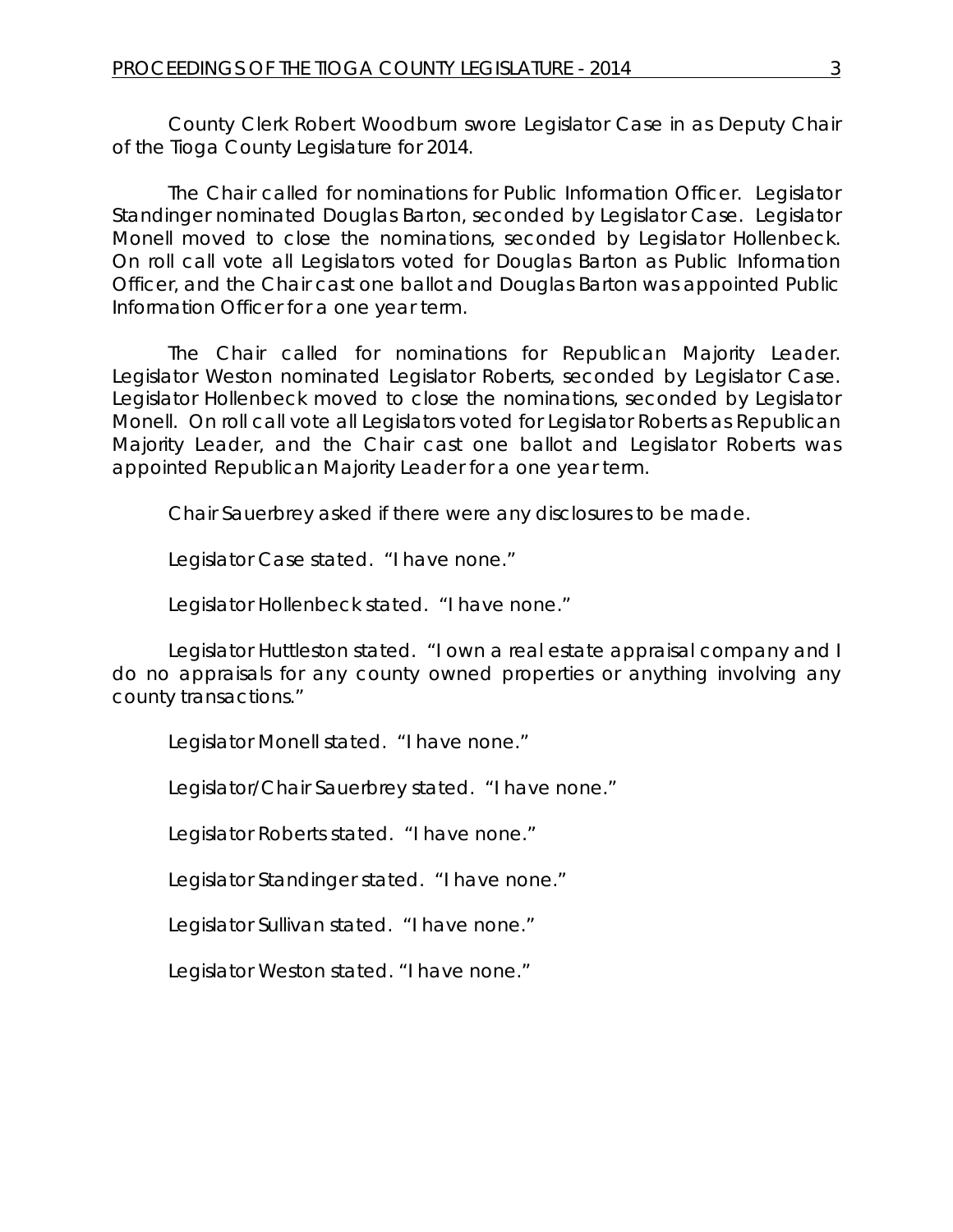County Clerk Robert Woodburn swore Legislator Case in as Deputy Chair of the Tioga County Legislature for 2014.

The Chair called for nominations for Public Information Officer. Legislator Standinger nominated Douglas Barton, seconded by Legislator Case. Legislator Monell moved to close the nominations, seconded by Legislator Hollenbeck. On roll call vote all Legislators voted for Douglas Barton as Public Information Officer, and the Chair cast one ballot and Douglas Barton was appointed Public Information Officer for a one year term.

The Chair called for nominations for Republican Majority Leader. Legislator Weston nominated Legislator Roberts, seconded by Legislator Case. Legislator Hollenbeck moved to close the nominations, seconded by Legislator Monell. On roll call vote all Legislators voted for Legislator Roberts as Republican Majority Leader, and the Chair cast one ballot and Legislator Roberts was appointed Republican Majority Leader for a one year term.

Chair Sauerbrey asked if there were any disclosures to be made.

Legislator Case stated. "I have none."

Legislator Hollenbeck stated. "I have none."

Legislator Huttleston stated. "I own a real estate appraisal company and I do no appraisals for any county owned properties or anything involving any county transactions."

Legislator Monell stated. "I have none."

Legislator/Chair Sauerbrey stated. "I have none."

Legislator Roberts stated. "I have none."

Legislator Standinger stated. "I have none."

Legislator Sullivan stated. "I have none."

Legislator Weston stated. "I have none."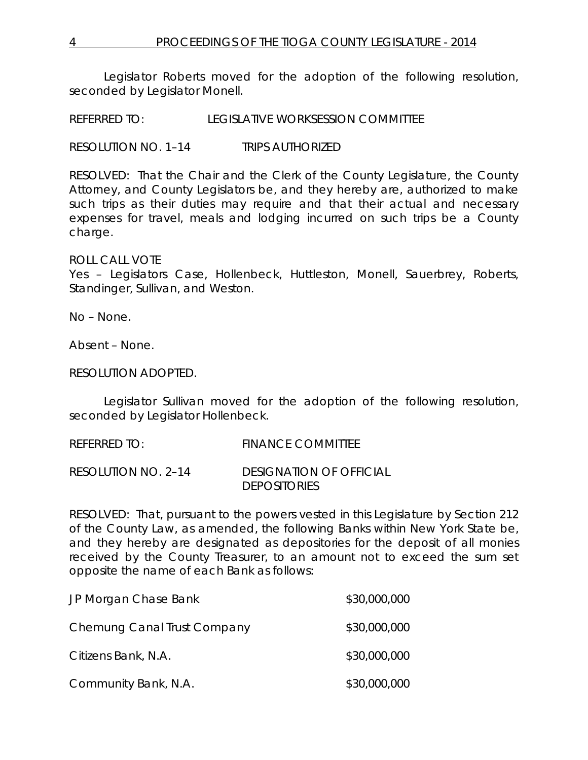Legislator Roberts moved for the adoption of the following resolution, seconded by Legislator Monell.

REFERRED TO: LEGISLATIVE WORKSESSION COMMITTEE

RESOLUTION NO. 1–14 TRIPS AUTHORIZED

RESOLVED: That the Chair and the Clerk of the County Legislature, the County Attorney, and County Legislators be, and they hereby are, authorized to make such trips as their duties may require and that their actual and necessary expenses for travel, meals and lodging incurred on such trips be a County charge.

ROLL CALL VOTE
Yes – Legislators Case, Hollenbeck, Huttleston, Monell, Sauerbrey, Roberts, Standinger, Sullivan, and Weston.

No – None.

Absent – None.

RESOLUTION ADOPTED.

Legislator Sullivan moved for the adoption of the following resolution, seconded by Legislator Hollenbeck.

REFERRED TO: FINANCE COMMITTEE

RESOLUTION NO. 2–14 DESIGNATION OF OFFICIAL DEPOSITORIES

RESOLVED: That, pursuant to the powers vested in this Legislature by Section 212 of the County Law, as amended, the following Banks within New York State be, and they hereby are designated as depositories for the deposit of all monies received by the County Treasurer, to an amount not to exceed the sum set opposite the name of each Bank as follows:

| | |
|---|---|
| JP Morgan Chase Bank | \$30,000,000 |
| Chemung Canal Trust Company | \$30,000,000 |
| Citizens Bank, N.A. | \$30,000,000 |
| Community Bank, N.A. | \$30,000,000 |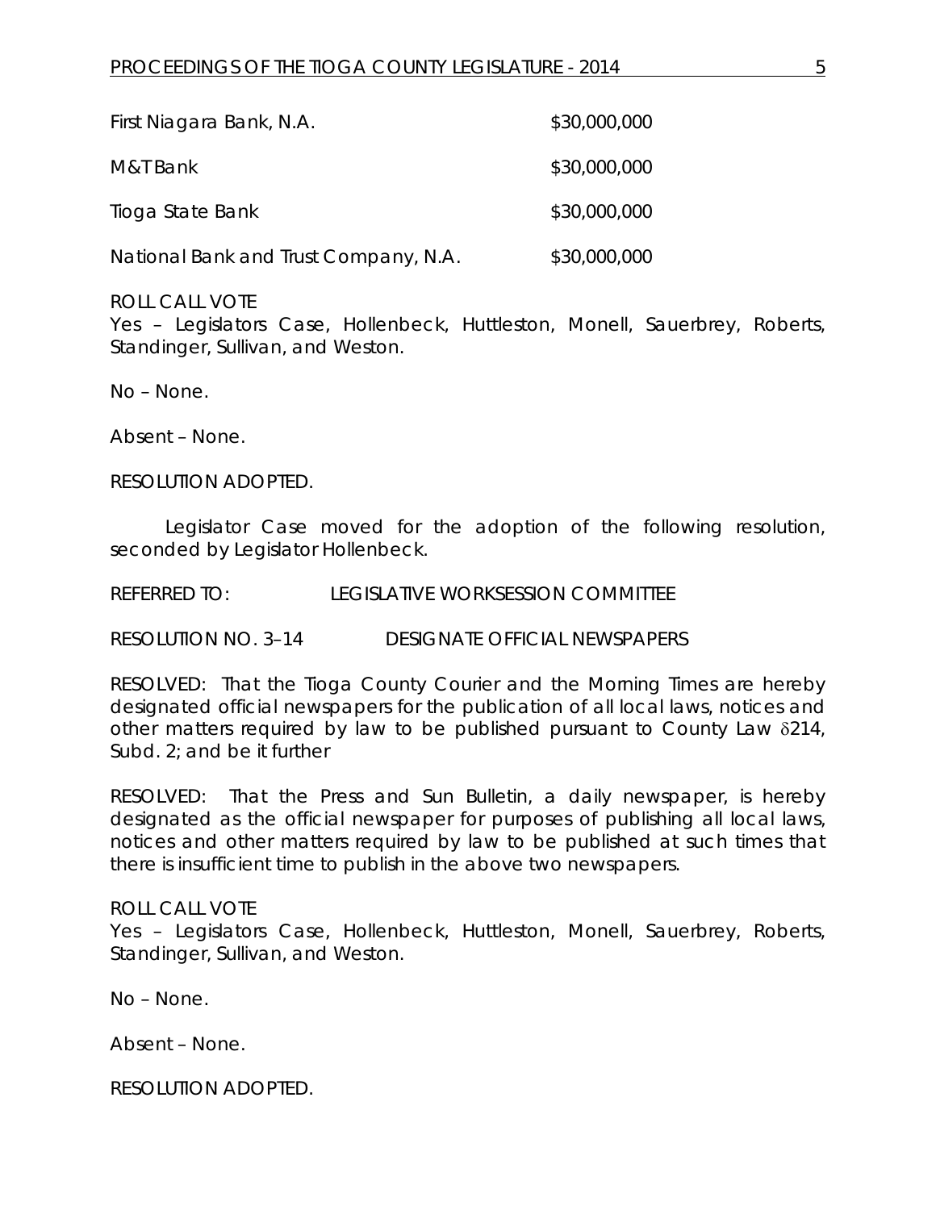| | |
|---|---|
| First Niagara Bank, N.A. | \$30,000,000 |
| M&T Bank | \$30,000,000 |
| Tioga State Bank | \$30,000,000 |
| National Bank and Trust Company, N.A. | \$30,000,000 |

ROLL CALL VOTE
Yes – Legislators Case, Hollenbeck, Huttleston, Monell, Sauerbrey, Roberts, Standinger, Sullivan, and Weston.

No – None.

Absent – None.

RESOLUTION ADOPTED.

Legislator Case moved for the adoption of the following resolution, seconded by Legislator Hollenbeck.

REFERRED TO: LEGISLATIVE WORKSESSION COMMITTEE

RESOLUTION NO. 3–14 DESIGNATE OFFICIAL NEWSPAPERS

RESOLVED: That the Tioga County Courier and the Morning Times are hereby designated official newspapers for the publication of all local laws, notices and other matters required by law to be published pursuant to County Law δ214, Subd. 2; and be it further

RESOLVED: That the Press and Sun Bulletin, a daily newspaper, is hereby designated as the official newspaper for purposes of publishing all local laws, notices and other matters required by law to be published at such times that there is insufficient time to publish in the above two newspapers.

ROLL CALL VOTE
Yes – Legislators Case, Hollenbeck, Huttleston, Monell, Sauerbrey, Roberts, Standinger, Sullivan, and Weston.

No – None.

Absent – None.

RESOLUTION ADOPTED.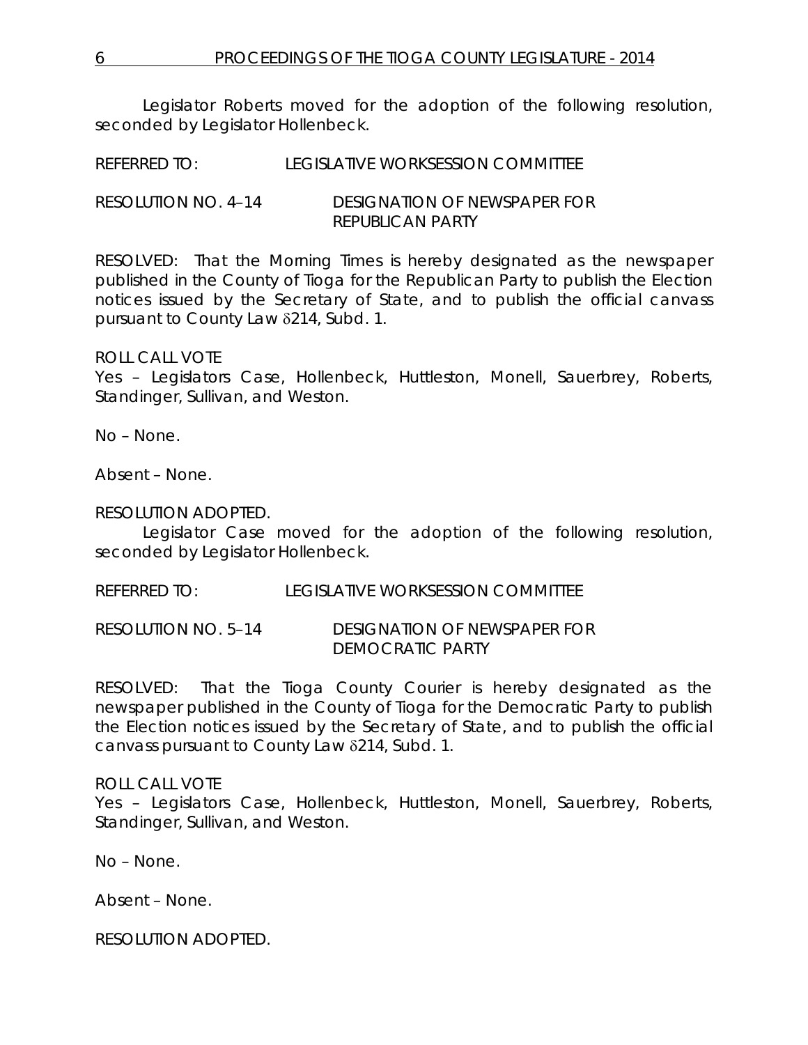Legislator Roberts moved for the adoption of the following resolution, seconded by Legislator Hollenbeck.

REFERRED TO: LEGISLATIVE WORKSESSION COMMITTEE

RESOLUTION NO. 4–14 DESIGNATION OF NEWSPAPER FOR REPUBLICAN PARTY

RESOLVED: That the Morning Times is hereby designated as the newspaper published in the County of Tioga for the Republican Party to publish the Election notices issued by the Secretary of State, and to publish the official canvass pursuant to County Law δ214, Subd. 1.

ROLL CALL VOTE
Yes – Legislators Case, Hollenbeck, Huttleston, Monell, Sauerbrey, Roberts, Standinger, Sullivan, and Weston.

No – None.

Absent – None.

RESOLUTION ADOPTED.

Legislator Case moved for the adoption of the following resolution, seconded by Legislator Hollenbeck.

REFERRED TO: LEGISLATIVE WORKSESSION COMMITTEE

RESOLUTION NO. 5–14 DESIGNATION OF NEWSPAPER FOR DEMOCRATIC PARTY

RESOLVED: That the Tioga County Courier is hereby designated as the newspaper published in the County of Tioga for the Democratic Party to publish the Election notices issued by the Secretary of State, and to publish the official canvass pursuant to County Law δ214, Subd. 1.

ROLL CALL VOTE
Yes – Legislators Case, Hollenbeck, Huttleston, Monell, Sauerbrey, Roberts, Standinger, Sullivan, and Weston.

No – None.

Absent – None.

RESOLUTION ADOPTED.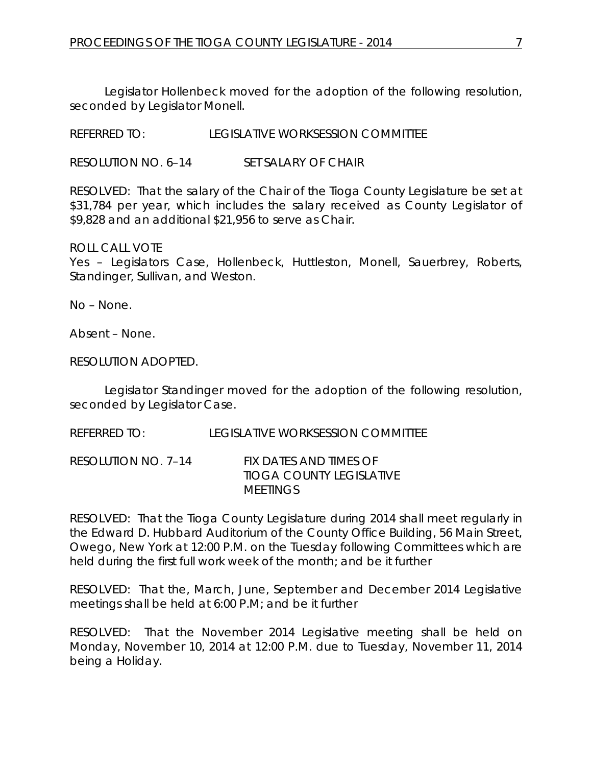Legislator Hollenbeck moved for the adoption of the following resolution, seconded by Legislator Monell.

REFERRED TO: LEGISLATIVE WORKSESSION COMMITTEE

RESOLUTION NO. 6–14 SET SALARY OF CHAIR

RESOLVED: That the salary of the Chair of the Tioga County Legislature be set at $31,784 per year, which includes the salary received as County Legislator of $9,828 and an additional $21,956 to serve as Chair.

ROLL CALL VOTE
Yes – Legislators Case, Hollenbeck, Huttleston, Monell, Sauerbrey, Roberts, Standinger, Sullivan, and Weston.

No – None.

Absent – None.

RESOLUTION ADOPTED.

Legislator Standinger moved for the adoption of the following resolution, seconded by Legislator Case.

REFERRED TO: LEGISLATIVE WORKSESSION COMMITTEE

RESOLUTION NO. 7–14 FIX DATES AND TIMES OF TIOGA COUNTY LEGISLATIVE MEETINGS

RESOLVED: That the Tioga County Legislature during 2014 shall meet regularly in the Edward D. Hubbard Auditorium of the County Office Building, 56 Main Street, Owego, New York at 12:00 P.M. on the Tuesday following Committees which are held during the first full work week of the month; and be it further

RESOLVED: That the, March, June, September and December 2014 Legislative meetings shall be held at 6:00 P.M; and be it further

RESOLVED: That the November 2014 Legislative meeting shall be held on Monday, November 10, 2014 at 12:00 P.M. due to Tuesday, November 11, 2014 being a Holiday.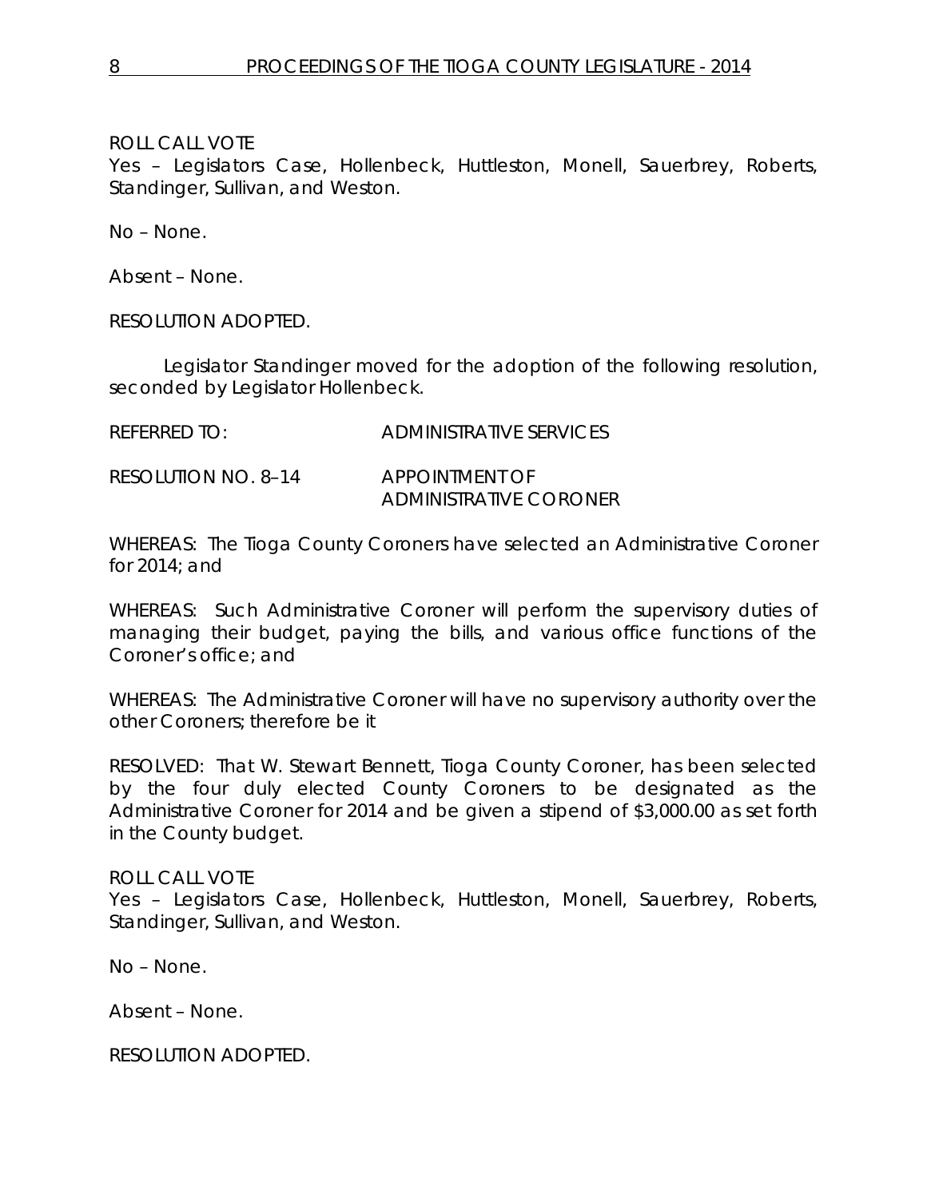ROLL CALL VOTE
Yes – Legislators Case, Hollenbeck, Huttleston, Monell, Sauerbrey, Roberts, Standinger, Sullivan, and Weston.

No – None.

Absent – None.

RESOLUTION ADOPTED.

Legislator Standinger moved for the adoption of the following resolution, seconded by Legislator Hollenbeck.

REFERRED TO: ADMINISTRATIVE SERVICES

RESOLUTION NO. 8–14 APPOINTMENT OF ADMINISTRATIVE CORONER

WHEREAS: The Tioga County Coroners have selected an Administrative Coroner for 2014; and

WHEREAS: Such Administrative Coroner will perform the supervisory duties of managing their budget, paying the bills, and various office functions of the Coroner's office; and

WHEREAS: The Administrative Coroner will have no supervisory authority over the other Coroners; therefore be it

RESOLVED: That W. Stewart Bennett, Tioga County Coroner, has been selected by the four duly elected County Coroners to be designated as the Administrative Coroner for 2014 and be given a stipend of $3,000.00 as set forth in the County budget.

ROLL CALL VOTE
Yes – Legislators Case, Hollenbeck, Huttleston, Monell, Sauerbrey, Roberts, Standinger, Sullivan, and Weston.

No – None.

Absent – None.

RESOLUTION ADOPTED.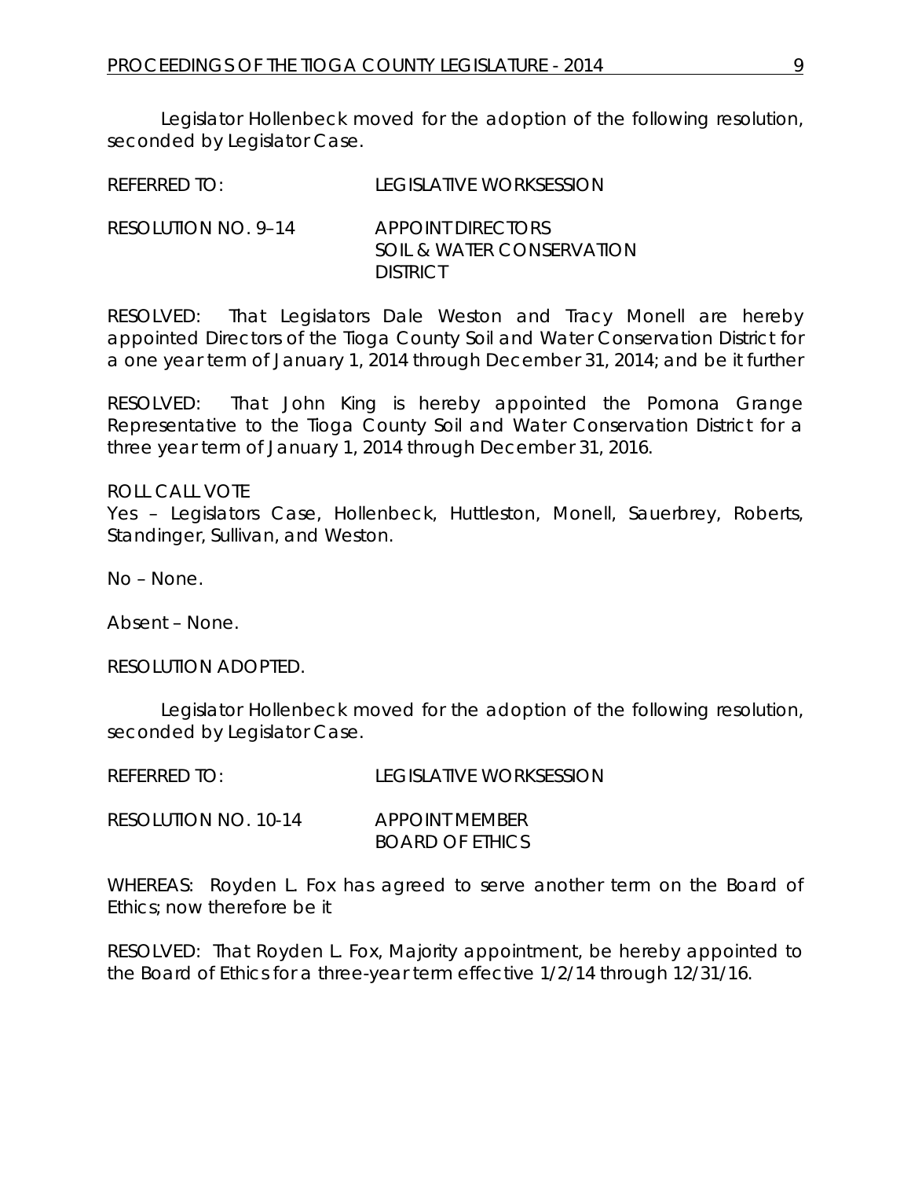Legislator Hollenbeck moved for the adoption of the following resolution, seconded by Legislator Case.

REFERRED TO: LEGISLATIVE WORKSESSION

RESOLUTION NO. 9–14 APPOINT DIRECTORS
SOIL & WATER CONSERVATION DISTRICT

RESOLVED: That Legislators Dale Weston and Tracy Monell are hereby appointed Directors of the Tioga County Soil and Water Conservation District for a one year term of January 1, 2014 through December 31, 2014; and be it further

RESOLVED: That John King is hereby appointed the Pomona Grange Representative to the Tioga County Soil and Water Conservation District for a three year term of January 1, 2014 through December 31, 2016.

ROLL CALL VOTE
Yes – Legislators Case, Hollenbeck, Huttleston, Monell, Sauerbrey, Roberts, Standinger, Sullivan, and Weston.

No – None.

Absent – None.

RESOLUTION ADOPTED.

Legislator Hollenbeck moved for the adoption of the following resolution, seconded by Legislator Case.

REFERRED TO: LEGISLATIVE WORKSESSION

RESOLUTION NO. 10-14 APPOINT MEMBER
BOARD OF ETHICS

WHEREAS: Royden L. Fox has agreed to serve another term on the Board of Ethics; now therefore be it

RESOLVED: That Royden L. Fox, Majority appointment, be hereby appointed to the Board of Ethics for a three-year term effective 1/2/14 through 12/31/16.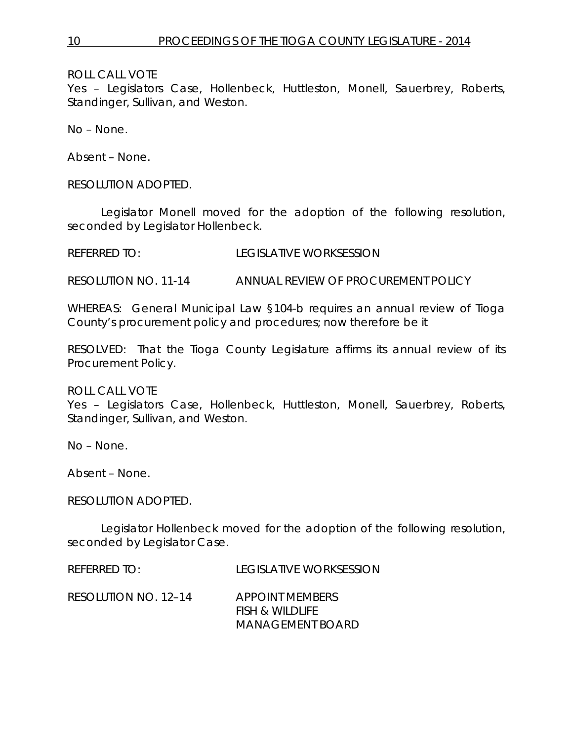ROLL CALL VOTE
Yes – Legislators Case, Hollenbeck, Huttleston, Monell, Sauerbrey, Roberts, Standinger, Sullivan, and Weston.

No – None.

Absent – None.

RESOLUTION ADOPTED.

Legislator Monell moved for the adoption of the following resolution, seconded by Legislator Hollenbeck.

REFERRED TO: LEGISLATIVE WORKSESSION

RESOLUTION NO. 11-14 ANNUAL REVIEW OF PROCUREMENT POLICY

*WHEREAS: General Municipal Law §104-b requires an annual review of Tioga County's procurement policy and procedures; now therefore be it*

*RESOLVED: That the Tioga County Legislature affirms its annual review of its Procurement Policy.*

ROLL CALL VOTE
Yes – Legislators Case, Hollenbeck, Huttleston, Monell, Sauerbrey, Roberts, Standinger, Sullivan, and Weston.

No – None.

Absent – None.

RESOLUTION ADOPTED.

Legislator Hollenbeck moved for the adoption of the following resolution, seconded by Legislator Case.

REFERRED TO: LEGISLATIVE WORKSESSION

RESOLUTION NO. 12–14 APPOINT MEMBERS
FISH & WILDLIFE
MANAGEMENT BOARD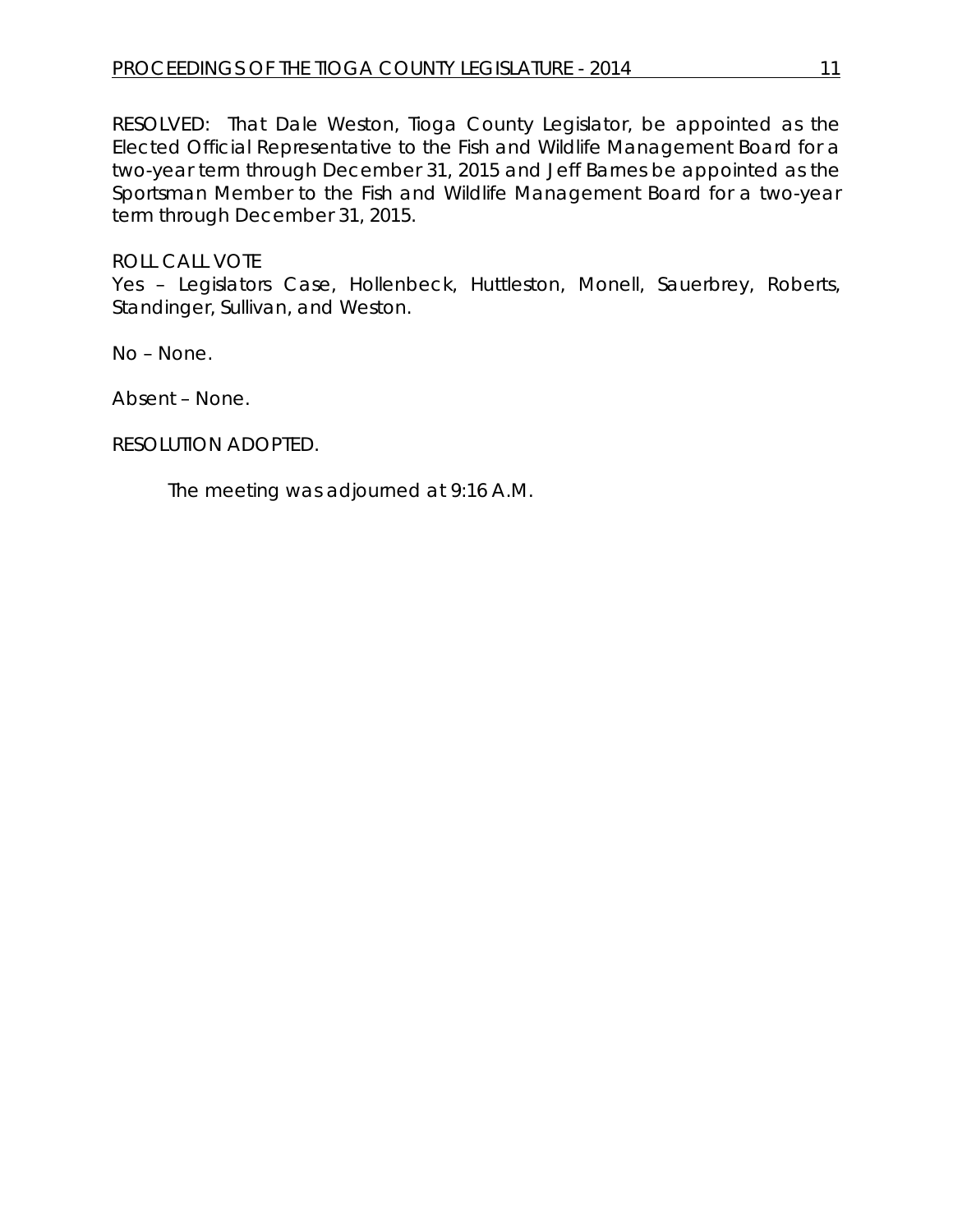RESOLVED: That Dale Weston, Tioga County Legislator, be appointed as the Elected Official Representative to the Fish and Wildlife Management Board for a two-year term through December 31, 2015 and Jeff Barnes be appointed as the Sportsman Member to the Fish and Wildlife Management Board for a two-year term through December 31, 2015.

ROLL CALL VOTE
Yes – Legislators Case, Hollenbeck, Huttleston, Monell, Sauerbrey, Roberts, Standinger, Sullivan, and Weston.

No – None.

Absent – None.

RESOLUTION ADOPTED.

The meeting was adjourned at 9:16 A.M.